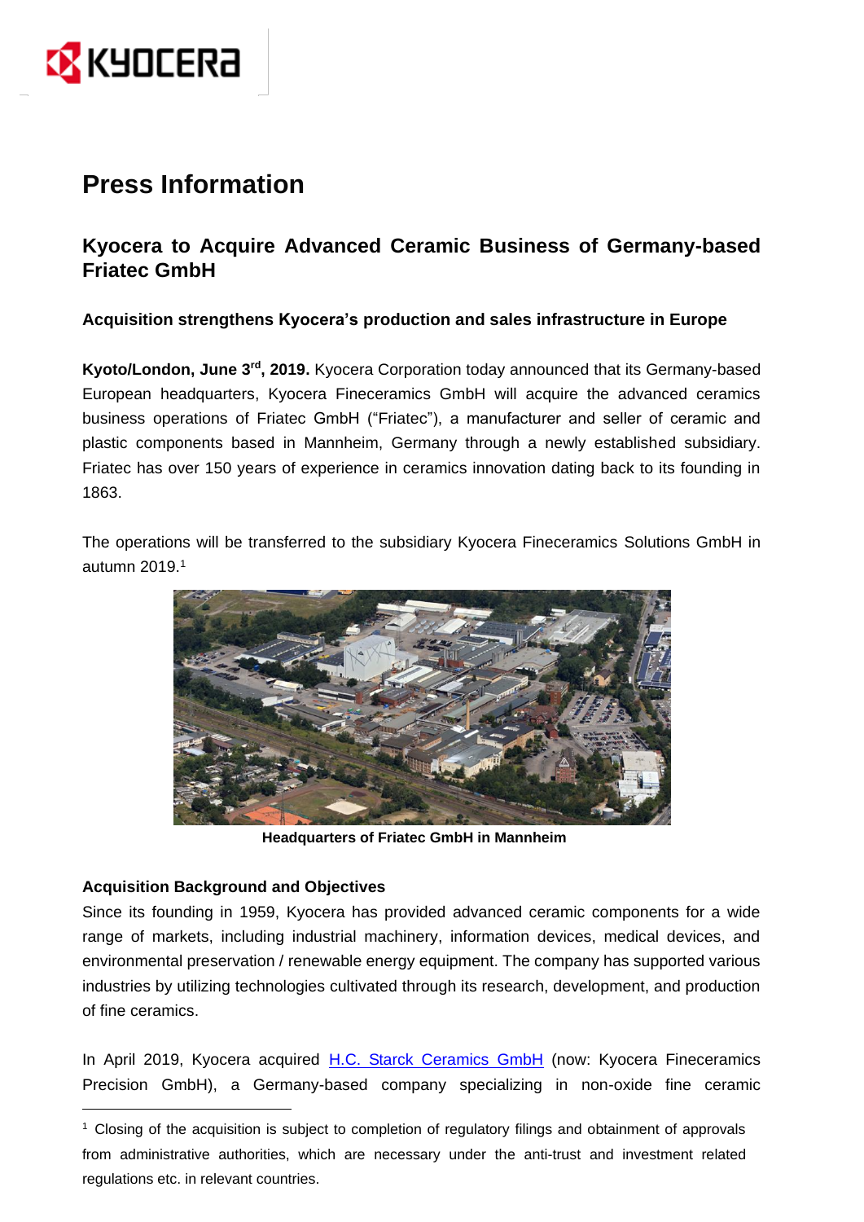# Press Information

## Kyocera to Acquire Advanced Ceramic Business of Germany-based Friatec GmbH

### Acquisition strengthens Kyocera's production and sales infrastructure in Europe

**Kyoto/London, June 3rd, 2019.** Kyocera Corporation today announced that its Germany-based European headquarters, Kyocera Fineceramics GmbH will acquire the advanced ceramics business operations of Friatec GmbH ("Friatec"), a manufacturer and seller of ceramic and plastic components based in Mannheim, Germany through a newly established subsidiary. Friatec has over 150 years of experience in ceramics innovation dating back to its founding in 1863.

The operations will be transferred to the subsidiary Kyocera Fineceramics Solutions GmbH in autumn 2019.[1]

**Headquarters of Friatec GmbH in Mannheim**

### Acquisition Background and Objectives

Since its founding in 1959, Kyocera has provided advanced ceramic components for a wide range of markets, including industrial machinery, information devices, medical devices, and environmental preservation / renewable energy equipment. The company has supported various industries by utilizing technologies cultivated through its research, development, and production of fine ceramics.

In April 2019, Kyocera acquired H.C. Starck Ceramics GmbH (now: Kyocera Fineceramics Precision GmbH), a Germany-based company specializing in non-oxide fine ceramic

---

[1] Closing of the acquisition is subject to completion of regulatory filings and obtainment of approvals from administrative authorities, which are necessary under the anti-trust and investment related regulations etc. in relevant countries.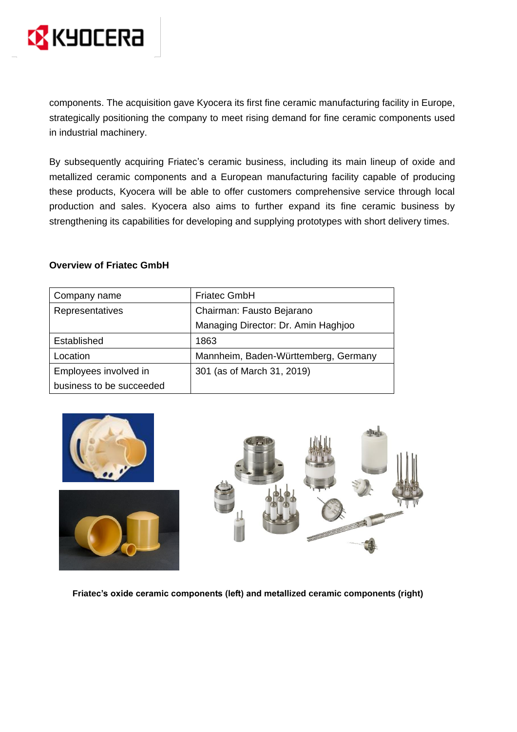components. The acquisition gave Kyocera its first fine ceramic manufacturing facility in Europe, strategically positioning the company to meet rising demand for fine ceramic components used in industrial machinery.

By subsequently acquiring Friatec's ceramic business, including its main lineup of oxide and metallized ceramic components and a European manufacturing facility capable of producing these products, Kyocera will be able to offer customers comprehensive service through local production and sales. Kyocera also aims to further expand its fine ceramic business by strengthening its capabilities for developing and supplying prototypes with short delivery times.

**Overview of Friatec GmbH**

| Company name | Friatec GmbH |
|---|---|
| Representatives | Chairman: Fausto Bejarano<br>Managing Director: Dr. Amin Haghjoo |
| Established | 1863 |
| Location | Mannheim, Baden-Württemberg, Germany |
| Employees involved in business to be succeeded | 301 (as of March 31, 2019) |

**Friatec's oxide ceramic components (left) and metallized ceramic components (right)**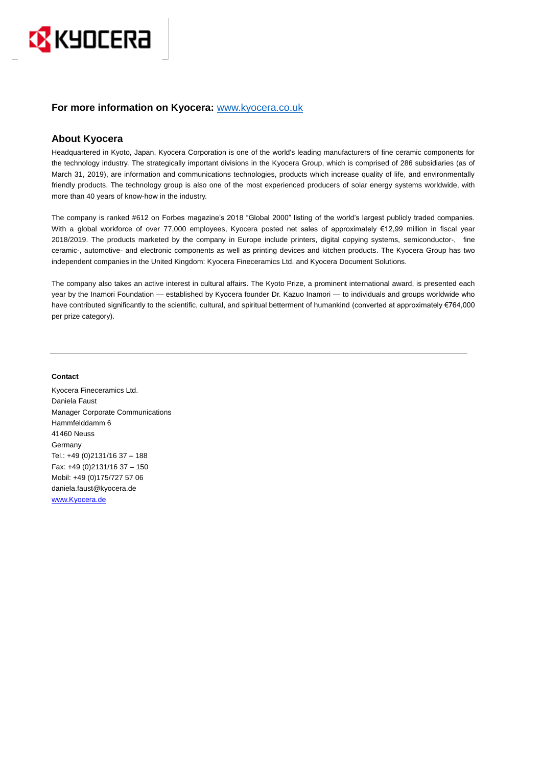**For more information on Kyocera:** www.kyocera.co.uk

## About Kyocera

Headquartered in Kyoto, Japan, Kyocera Corporation is one of the world's leading manufacturers of fine ceramic components for the technology industry. The strategically important divisions in the Kyocera Group, which is comprised of 286 subsidiaries (as of March 31, 2019), are information and communications technologies, products which increase quality of life, and environmentally friendly products. The technology group is also one of the most experienced producers of solar energy systems worldwide, with more than 40 years of know-how in the industry.

The company is ranked #612 on Forbes magazine's 2018 "Global 2000" listing of the world's largest publicly traded companies. With a global workforce of over 77,000 employees, Kyocera posted net sales of approximately €12,99 million in fiscal year 2018/2019. The products marketed by the company in Europe include printers, digital copying systems, semiconductor-, fine ceramic-, automotive- and electronic components as well as printing devices and kitchen products. The Kyocera Group has two independent companies in the United Kingdom: Kyocera Fineceramics Ltd. and Kyocera Document Solutions.

The company also takes an active interest in cultural affairs. The Kyoto Prize, a prominent international award, is presented each year by the Inamori Foundation — established by Kyocera founder Dr. Kazuo Inamori — to individuals and groups worldwide who have contributed significantly to the scientific, cultural, and spiritual betterment of humankind (converted at approximately €764,000 per prize category).

---

**Contact**

Kyocera Fineceramics Ltd.
Daniela Faust
Manager Corporate Communications
Hammfelddamm 6
41460 Neuss
Germany
Tel.: +49 (0)2131/16 37 – 188
Fax: +49 (0)2131/16 37 – 150
Mobil: +49 (0)175/727 57 06
daniela.faust@kyocera.de
www.Kyocera.de